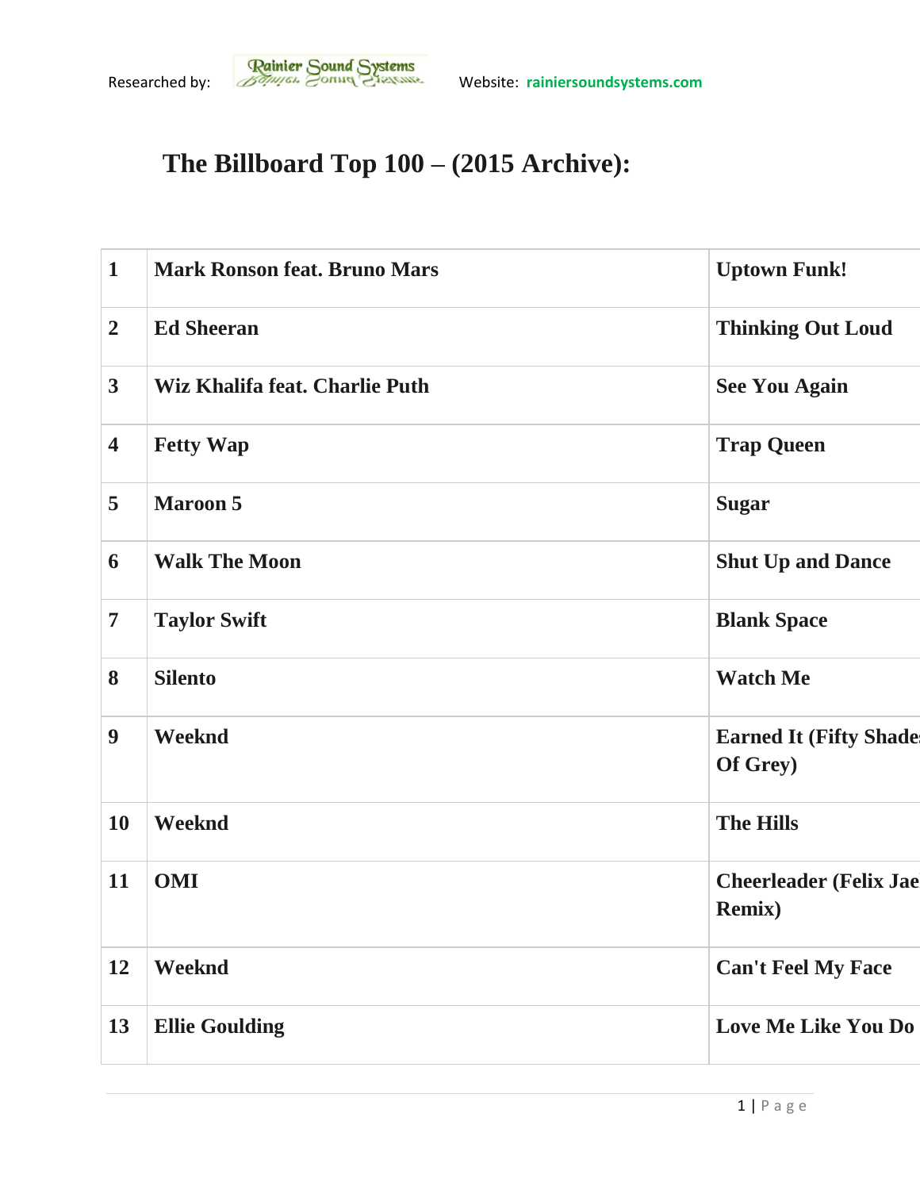Researched by: Rainier Sound Systems Website: rainiersoundsystems.com

# The Billboard Top 100 – (2015 Archive):

| | | |
|---|---|---|
| **1** | **Mark Ronson feat. Bruno Mars** | **Uptown Funk!** |
| **2** | **Ed Sheeran** | **Thinking Out Loud** |
| **3** | **Wiz Khalifa feat. Charlie Puth** | **See You Again** |
| **4** | **Fetty Wap** | **Trap Queen** |
| **5** | **Maroon 5** | **Sugar** |
| **6** | **Walk The Moon** | **Shut Up and Dance** |
| **7** | **Taylor Swift** | **Blank Space** |
| **8** | **Silento** | **Watch Me** |
| **9** | **Weeknd** | **Earned It (Fifty Shades Of Grey)** |
| **10** | **Weeknd** | **The Hills** |
| **11** | **OMI** | **Cheerleader (Felix Jae Remix)** |
| **12** | **Weeknd** | **Can't Feel My Face** |
| **13** | **Ellie Goulding** | **Love Me Like You Do** |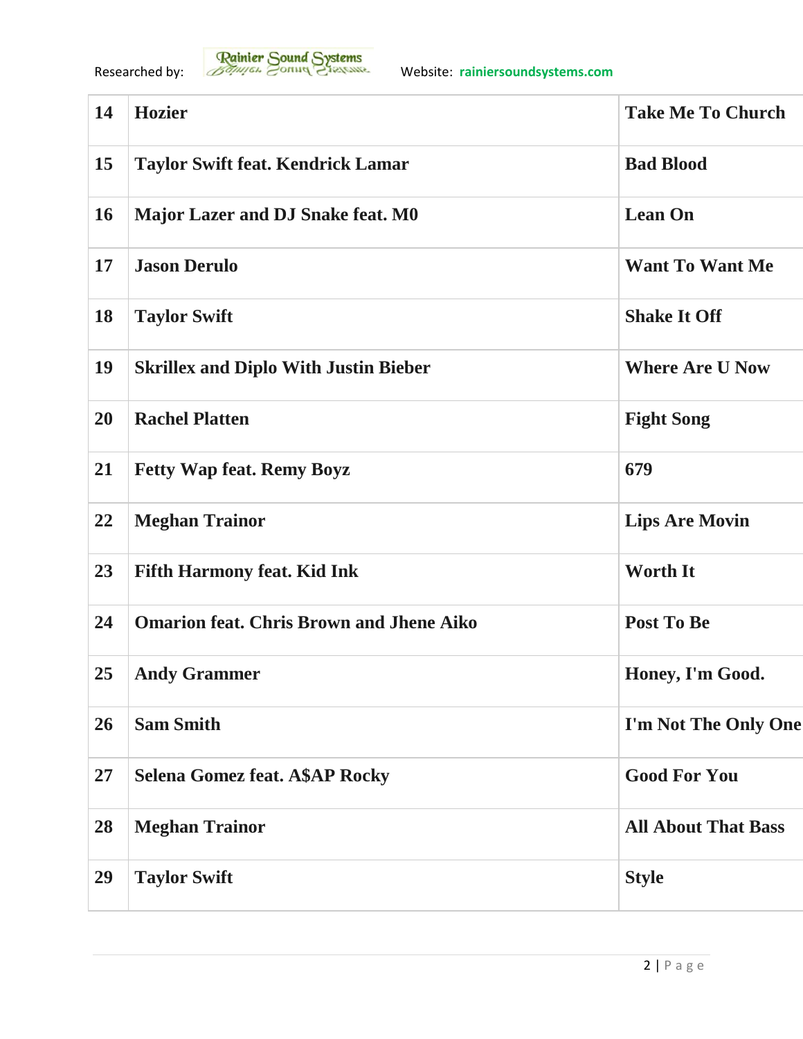| | | |
|---|---|---|
| **14** | **Hozier** | **Take Me To Church** |
| **15** | **Taylor Swift feat. Kendrick Lamar** | **Bad Blood** |
| **16** | **Major Lazer and DJ Snake feat. M0** | **Lean On** |
| **17** | **Jason Derulo** | **Want To Want Me** |
| **18** | **Taylor Swift** | **Shake It Off** |
| **19** | **Skrillex and Diplo With Justin Bieber** | **Where Are U Now** |
| **20** | **Rachel Platten** | **Fight Song** |
| **21** | **Fetty Wap feat. Remy Boyz** | **679** |
| **22** | **Meghan Trainor** | **Lips Are Movin** |
| **23** | **Fifth Harmony feat. Kid Ink** | **Worth It** |
| **24** | **Omarion feat. Chris Brown and Jhene Aiko** | **Post To Be** |
| **25** | **Andy Grammer** | **Honey, I'm Good.** |
| **26** | **Sam Smith** | **I'm Not The Only One** |
| **27** | **Selena Gomez feat. A$AP Rocky** | **Good For You** |
| **28** | **Meghan Trainor** | **All About That Bass** |
| **29** | **Taylor Swift** | **Style** |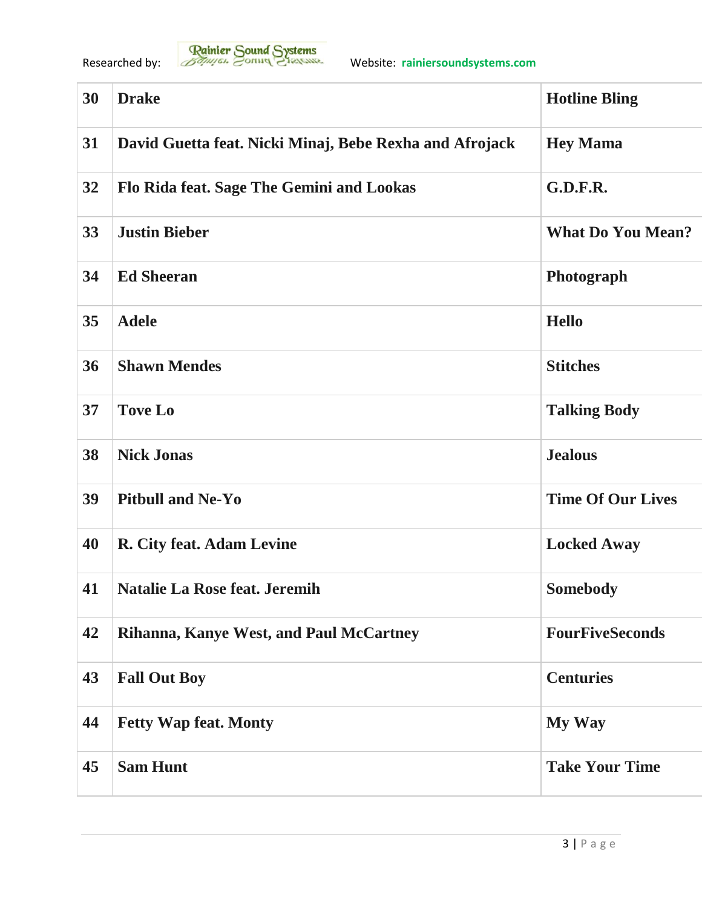| | | |
|---|---|---|
| **30** | **Drake** | **Hotline Bling** |
| **31** | **David Guetta feat. Nicki Minaj, Bebe Rexha and Afrojack** | **Hey Mama** |
| **32** | **Flo Rida feat. Sage The Gemini and Lookas** | **G.D.F.R.** |
| **33** | **Justin Bieber** | **What Do You Mean?** |
| **34** | **Ed Sheeran** | **Photograph** |
| **35** | **Adele** | **Hello** |
| **36** | **Shawn Mendes** | **Stitches** |
| **37** | **Tove Lo** | **Talking Body** |
| **38** | **Nick Jonas** | **Jealous** |
| **39** | **Pitbull and Ne-Yo** | **Time Of Our Lives** |
| **40** | **R. City feat. Adam Levine** | **Locked Away** |
| **41** | **Natalie La Rose feat. Jeremih** | **Somebody** |
| **42** | **Rihanna, Kanye West, and Paul McCartney** | **FourFiveSeconds** |
| **43** | **Fall Out Boy** | **Centuries** |
| **44** | **Fetty Wap feat. Monty** | **My Way** |
| **45** | **Sam Hunt** | **Take Your Time** |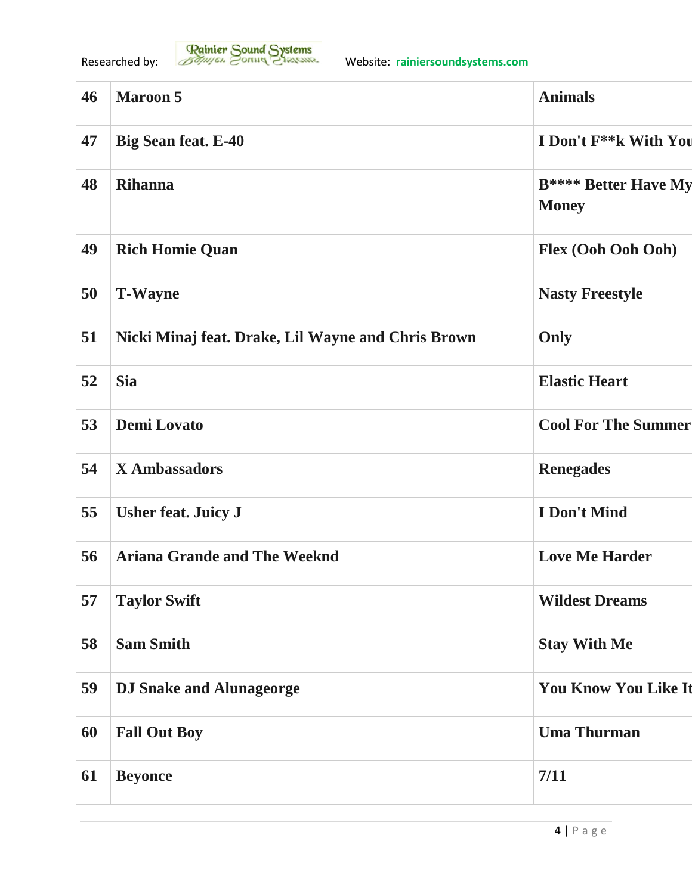| | | |
|---|---|---|
| 46 | Maroon 5 | Animals |
| 47 | Big Sean feat. E-40 | I Don't F**k With You |
| 48 | Rihanna | B**** Better Have My Money |
| 49 | Rich Homie Quan | Flex (Ooh Ooh Ooh) |
| 50 | T-Wayne | Nasty Freestyle |
| 51 | Nicki Minaj feat. Drake, Lil Wayne and Chris Brown | Only |
| 52 | Sia | Elastic Heart |
| 53 | Demi Lovato | Cool For The Summer |
| 54 | X Ambassadors | Renegades |
| 55 | Usher feat. Juicy J | I Don't Mind |
| 56 | Ariana Grande and The Weeknd | Love Me Harder |
| 57 | Taylor Swift | Wildest Dreams |
| 58 | Sam Smith | Stay With Me |
| 59 | DJ Snake and Alunageorge | You Know You Like It |
| 60 | Fall Out Boy | Uma Thurman |
| 61 | Beyonce | 7/11 |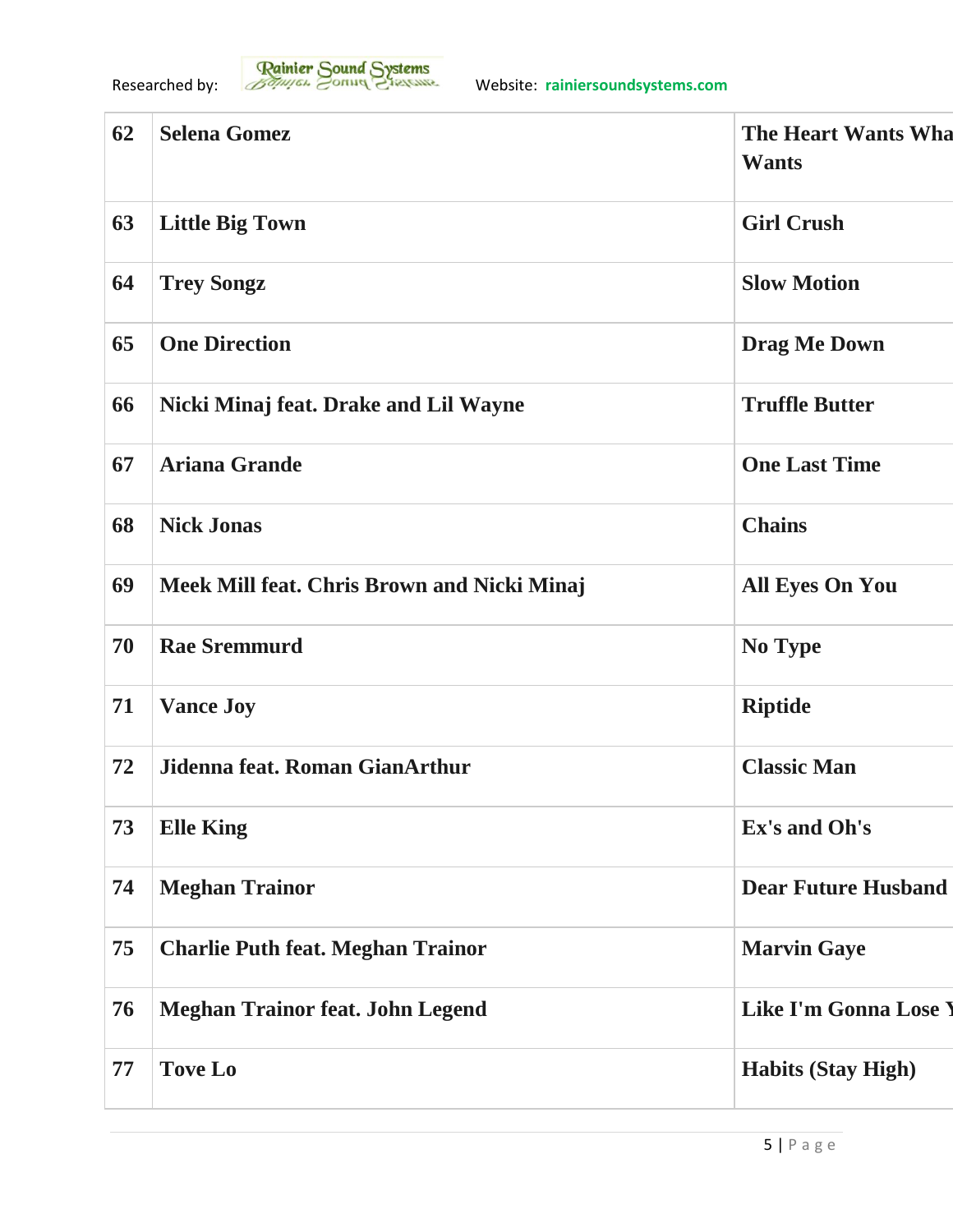| 62 | Selena Gomez | The Heart Wants Wha Wants |
|---|---|---|
| 63 | Little Big Town | Girl Crush |
| 64 | Trey Songz | Slow Motion |
| 65 | One Direction | Drag Me Down |
| 66 | Nicki Minaj feat. Drake and Lil Wayne | Truffle Butter |
| 67 | Ariana Grande | One Last Time |
| 68 | Nick Jonas | Chains |
| 69 | Meek Mill feat. Chris Brown and Nicki Minaj | All Eyes On You |
| 70 | Rae Sremmurd | No Type |
| 71 | Vance Joy | Riptide |
| 72 | Jidenna feat. Roman GianArthur | Classic Man |
| 73 | Elle King | Ex's and Oh's |
| 74 | Meghan Trainor | Dear Future Husband |
| 75 | Charlie Puth feat. Meghan Trainor | Marvin Gaye |
| 76 | Meghan Trainor feat. John Legend | Like I'm Gonna Lose Y |
| 77 | Tove Lo | Habits (Stay High) |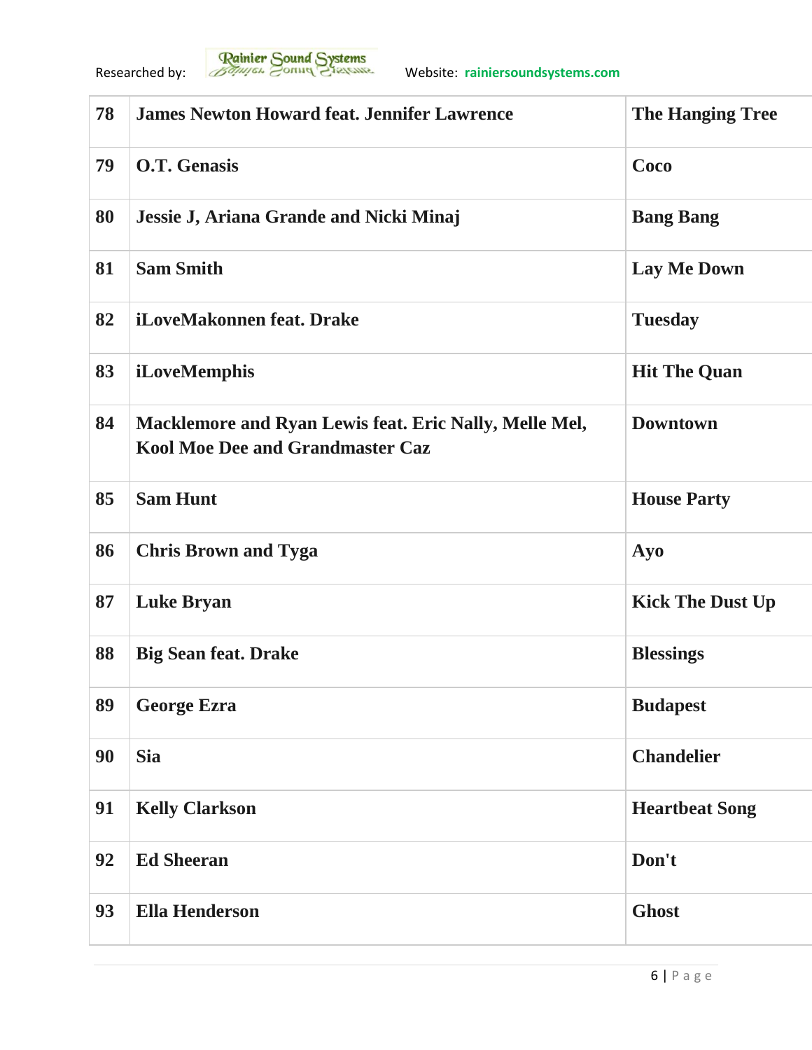| 78 | James Newton Howard feat. Jennifer Lawrence | The Hanging Tree |
|---|---|---|
| 79 | O.T. Genasis | Coco |
| 80 | Jessie J, Ariana Grande and Nicki Minaj | Bang Bang |
| 81 | Sam Smith | Lay Me Down |
| 82 | iLoveMakonnen feat. Drake | Tuesday |
| 83 | iLoveMemphis | Hit The Quan |
| 84 | Macklemore and Ryan Lewis feat. Eric Nally, Melle Mel, Kool Moe Dee and Grandmaster Caz | Downtown |
| 85 | Sam Hunt | House Party |
| 86 | Chris Brown and Tyga | Ayo |
| 87 | Luke Bryan | Kick The Dust Up |
| 88 | Big Sean feat. Drake | Blessings |
| 89 | George Ezra | Budapest |
| 90 | Sia | Chandelier |
| 91 | Kelly Clarkson | Heartbeat Song |
| 92 | Ed Sheeran | Don't |
| 93 | Ella Henderson | Ghost |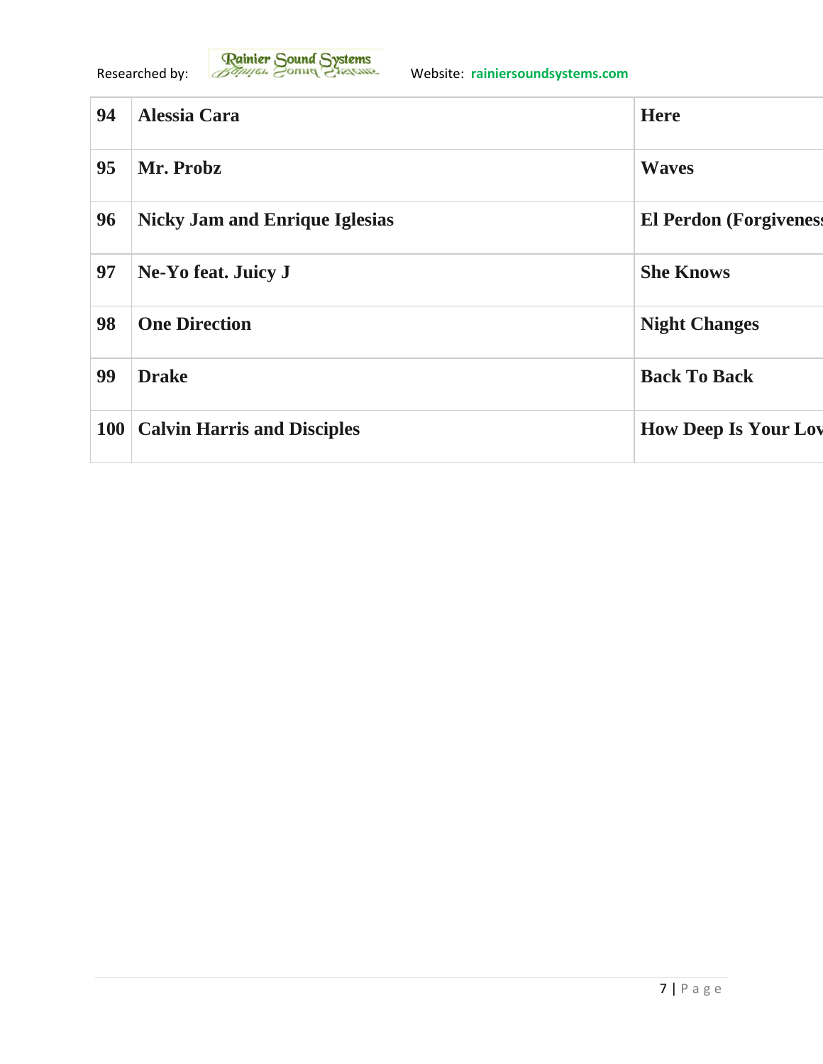| | | |
|---|---|---|
| **94** | **Alessia Cara** | **Here** |
| **95** | **Mr. Probz** | **Waves** |
| **96** | **Nicky Jam and Enrique Iglesias** | **El Perdon (Forgivenes** |
| **97** | **Ne-Yo feat. Juicy J** | **She Knows** |
| **98** | **One Direction** | **Night Changes** |
| **99** | **Drake** | **Back To Back** |
| **100** | **Calvin Harris and Disciples** | **How Deep Is Your Lov** |